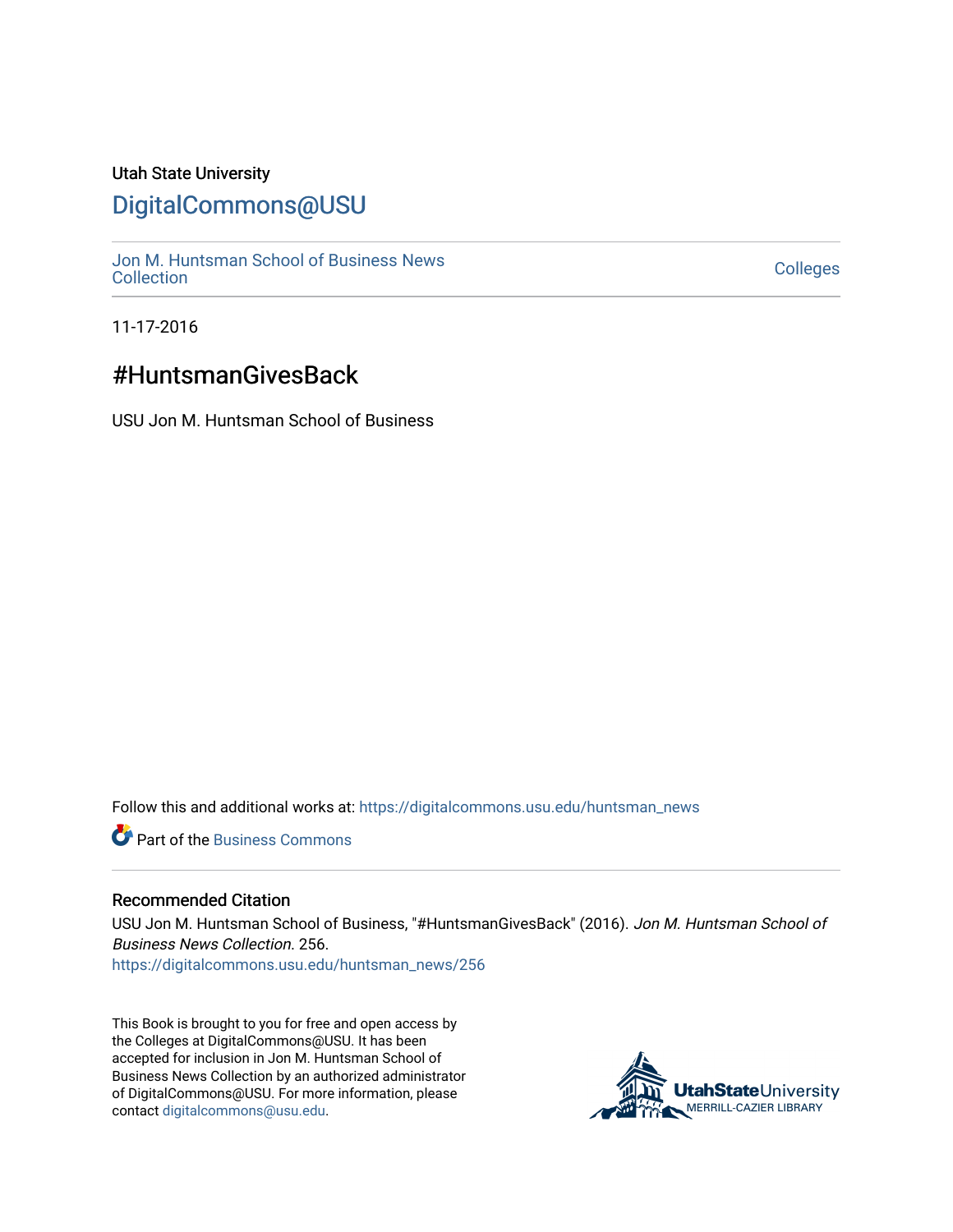Utah State University

# DigitalCommons@USU

Jon M. Huntsman School of Business News Collection

Colleges

11-17-2016

## #HuntsmanGivesBack

USU Jon M. Huntsman School of Business

Follow this and additional works at: https://digitalcommons.usu.edu/huntsman_news

Part of the Business Commons

### Recommended Citation

USU Jon M. Huntsman School of Business, "#HuntsmanGivesBack" (2016). *Jon M. Huntsman School of Business News Collection*. 256.
https://digitalcommons.usu.edu/huntsman_news/256

This Book is brought to you for free and open access by the Colleges at DigitalCommons@USU. It has been accepted for inclusion in Jon M. Huntsman School of Business News Collection by an authorized administrator of DigitalCommons@USU. For more information, please contact digitalcommons@usu.edu.

UtahStateUniversity MERRILL-CAZIER LIBRARY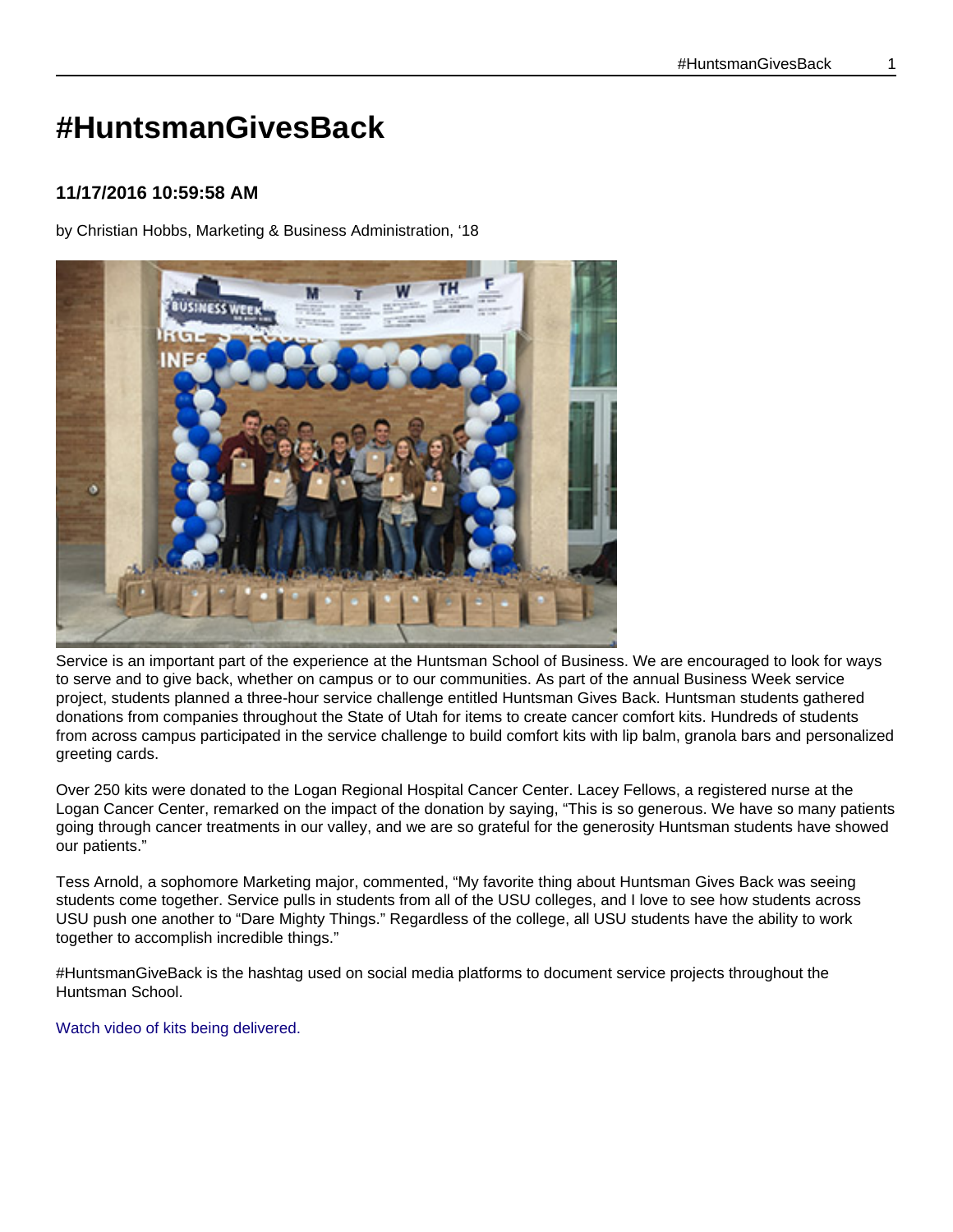# #HuntsmanGivesBack

### 11/17/2016 10:59:58 AM

by Christian Hobbs, Marketing & Business Administration, '18

Service is an important part of the experience at the Huntsman School of Business. We are encouraged to look for ways to serve and to give back, whether on campus or to our communities. As part of the annual Business Week service project, students planned a three-hour service challenge entitled Huntsman Gives Back. Huntsman students gathered donations from companies throughout the State of Utah for items to create cancer comfort kits. Hundreds of students from across campus participated in the service challenge to build comfort kits with lip balm, granola bars and personalized greeting cards.

Over 250 kits were donated to the Logan Regional Hospital Cancer Center. Lacey Fellows, a registered nurse at the Logan Cancer Center, remarked on the impact of the donation by saying, "This is so generous. We have so many patients going through cancer treatments in our valley, and we are so grateful for the generosity Huntsman students have showed our patients."

Tess Arnold, a sophomore Marketing major, commented, "My favorite thing about Huntsman Gives Back was seeing students come together. Service pulls in students from all of the USU colleges, and I love to see how students across USU push one another to "Dare Mighty Things." Regardless of the college, all USU students have the ability to work together to accomplish incredible things."

#HuntsmanGiveBack is the hashtag used on social media platforms to document service projects throughout the Huntsman School.

Watch video of kits being delivered.